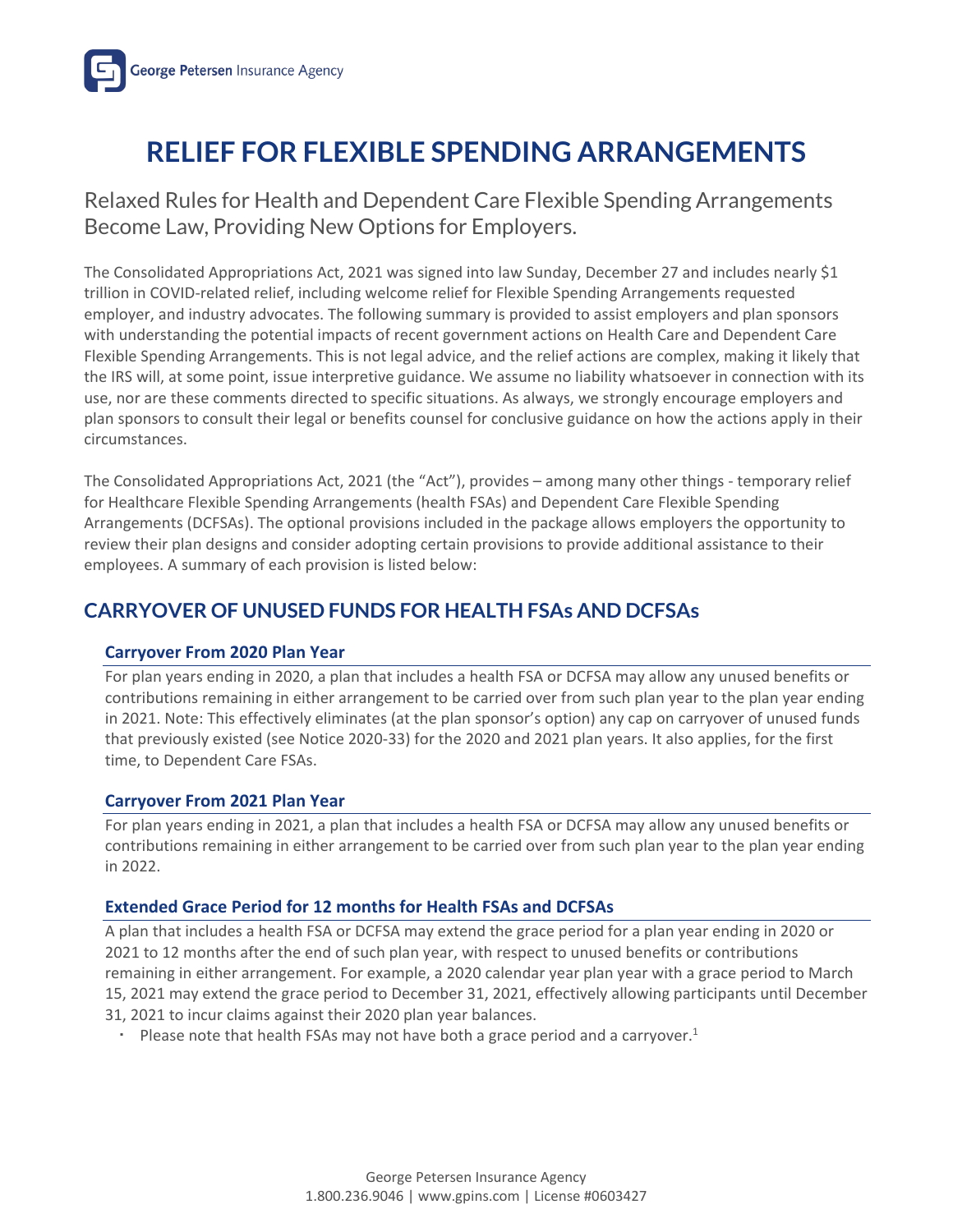# RELIEF FOR FLEXIBLE SPENDING ARRANGEMENTS

Relaxed Rules for Health and Dependent Care Flexible Spending Arrangements Become Law, Providing New Options for Employers.

The Consolidated Appropriations Act, 2021 was signed into law Sunday, December 27 and includes nearly $1 trillion in COVID-related relief, including welcome relief for Flexible Spending Arrangements requested employer, and industry advocates. The following summary is provided to assist employers and plan sponsors with understanding the potential impacts of recent government actions on Health Care and Dependent Care Flexible Spending Arrangements. This is not legal advice, and the relief actions are complex, making it likely that the IRS will, at some point, issue interpretive guidance. We assume no liability whatsoever in connection with its use, nor are these comments directed to specific situations. As always, we strongly encourage employers and plan sponsors to consult their legal or benefits counsel for conclusive guidance on how the actions apply in their circumstances.

The Consolidated Appropriations Act, 2021 (the "Act"), provides – among many other things - temporary relief for Healthcare Flexible Spending Arrangements (health FSAs) and Dependent Care Flexible Spending Arrangements (DCFSAs). The optional provisions included in the package allows employers the opportunity to review their plan designs and consider adopting certain provisions to provide additional assistance to their employees. A summary of each provision is listed below:

## CARRYOVER OF UNUSED FUNDS FOR HEALTH FSAs AND DCFSAs

### Carryover From 2020 Plan Year

For plan years ending in 2020, a plan that includes a health FSA or DCFSA may allow any unused benefits or contributions remaining in either arrangement to be carried over from such plan year to the plan year ending in 2021. Note: This effectively eliminates (at the plan sponsor's option) any cap on carryover of unused funds that previously existed (see Notice 2020-33) for the 2020 and 2021 plan years. It also applies, for the first time, to Dependent Care FSAs.

### Carryover From 2021 Plan Year

For plan years ending in 2021, a plan that includes a health FSA or DCFSA may allow any unused benefits or contributions remaining in either arrangement to be carried over from such plan year to the plan year ending in 2022.

### Extended Grace Period for 12 months for Health FSAs and DCFSAs

A plan that includes a health FSA or DCFSA may extend the grace period for a plan year ending in 2020 or 2021 to 12 months after the end of such plan year, with respect to unused benefits or contributions remaining in either arrangement. For example, a 2020 calendar year plan year with a grace period to March 15, 2021 may extend the grace period to December 31, 2021, effectively allowing participants until December 31, 2021 to incur claims against their 2020 plan year balances.

- Please note that health FSAs may not have both a grace period and a carryover.[1]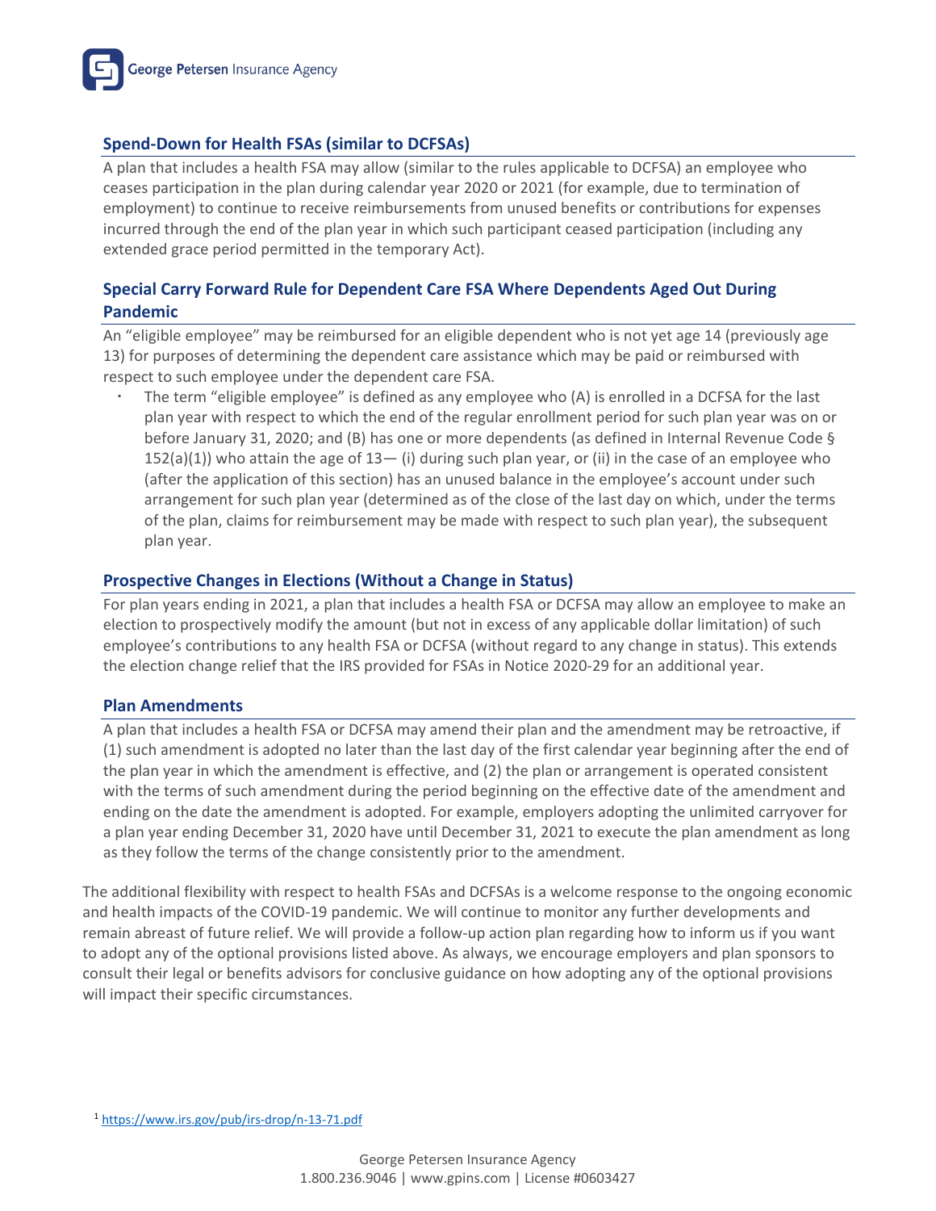### Spend-Down for Health FSAs (similar to DCFSAs)

A plan that includes a health FSA may allow (similar to the rules applicable to DCFSA) an employee who ceases participation in the plan during calendar year 2020 or 2021 (for example, due to termination of employment) to continue to receive reimbursements from unused benefits or contributions for expenses incurred through the end of the plan year in which such participant ceased participation (including any extended grace period permitted in the temporary Act).

### Special Carry Forward Rule for Dependent Care FSA Where Dependents Aged Out During Pandemic

An "eligible employee" may be reimbursed for an eligible dependent who is not yet age 14 (previously age 13) for purposes of determining the dependent care assistance which may be paid or reimbursed with respect to such employee under the dependent care FSA.

- The term "eligible employee" is defined as any employee who (A) is enrolled in a DCFSA for the last plan year with respect to which the end of the regular enrollment period for such plan year was on or before January 31, 2020; and (B) has one or more dependents (as defined in Internal Revenue Code § 152(a)(1)) who attain the age of 13— (i) during such plan year, or (ii) in the case of an employee who (after the application of this section) has an unused balance in the employee's account under such arrangement for such plan year (determined as of the close of the last day on which, under the terms of the plan, claims for reimbursement may be made with respect to such plan year), the subsequent plan year.

### Prospective Changes in Elections (Without a Change in Status)

For plan years ending in 2021, a plan that includes a health FSA or DCFSA may allow an employee to make an election to prospectively modify the amount (but not in excess of any applicable dollar limitation) of such employee's contributions to any health FSA or DCFSA (without regard to any change in status). This extends the election change relief that the IRS provided for FSAs in Notice 2020-29 for an additional year.

### Plan Amendments

A plan that includes a health FSA or DCFSA may amend their plan and the amendment may be retroactive, if (1) such amendment is adopted no later than the last day of the first calendar year beginning after the end of the plan year in which the amendment is effective, and (2) the plan or arrangement is operated consistent with the terms of such amendment during the period beginning on the effective date of the amendment and ending on the date the amendment is adopted. For example, employers adopting the unlimited carryover for a plan year ending December 31, 2020 have until December 31, 2021 to execute the plan amendment as long as they follow the terms of the change consistently prior to the amendment.

The additional flexibility with respect to health FSAs and DCFSAs is a welcome response to the ongoing economic and health impacts of the COVID-19 pandemic. We will continue to monitor any further developments and remain abreast of future relief. We will provide a follow-up action plan regarding how to inform us if you want to adopt any of the optional provisions listed above. As always, we encourage employers and plan sponsors to consult their legal or benefits advisors for conclusive guidance on how adopting any of the optional provisions will impact their specific circumstances.

[1] https://www.irs.gov/pub/irs-drop/n-13-71.pdf